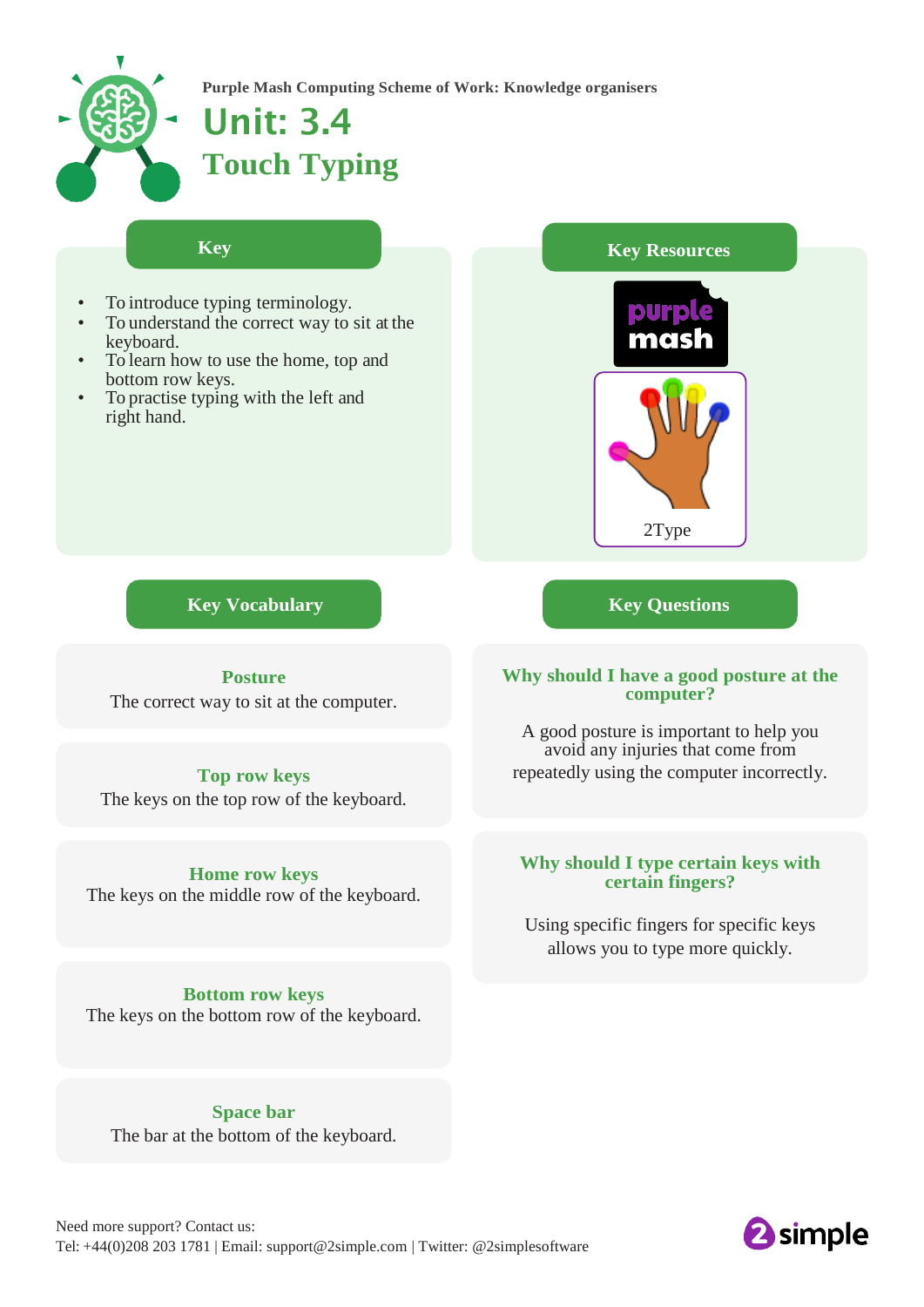Purple Mash Computing Scheme of Work: Knowledge organisers

# Unit: 3.4

# Touch Typing

## Key

- To introduce typing terminology.
- To understand the correct way to sit at the keyboard.
- To learn how to use the home, top and bottom row keys.
- To practise typing with the left and right hand.

## Key Resources

purple mash

2Type

## Key Vocabulary

**Posture**
The correct way to sit at the computer.

**Top row keys**
The keys on the top row of the keyboard.

**Home row keys**
The keys on the middle row of the keyboard.

**Bottom row keys**
The keys on the bottom row of the keyboard.

**Space bar**
The bar at the bottom of the keyboard.

## Key Questions

**Why should I have a good posture at the computer?**

A good posture is important to help you avoid any injuries that come from repeatedly using the computer incorrectly.

**Why should I type certain keys with certain fingers?**

Using specific fingers for specific keys allows you to type more quickly.

Need more support? Contact us:
Tel: +44(0)208 203 1781 | Email: support@2simple.com | Twitter: @2simplesoftware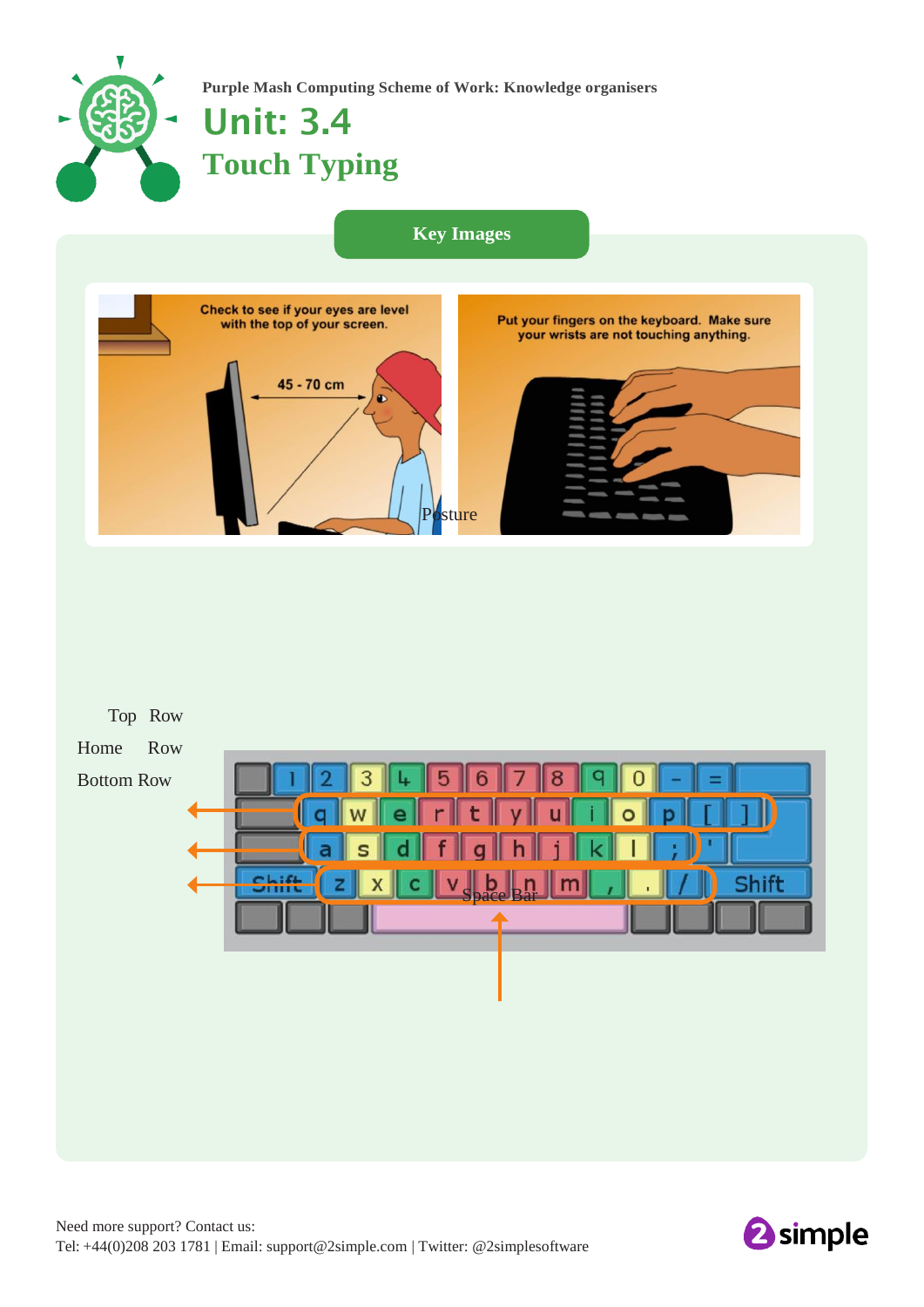Purple Mash Computing Scheme of Work: Knowledge organisers

# Unit: 3.4

## Touch Typing

### Key Images

Check to see if your eyes are level with the top of your screen.

45 - 70 cm

Put your fingers on the keyboard. Make sure your wrists are not touching anything.

Posture

Top Row

Home Row

Bottom Row

Space Bar

Need more support? Contact us:
Tel: +44(0)208 203 1781 | Email: support@2simple.com | Twitter: @2simplesoftware